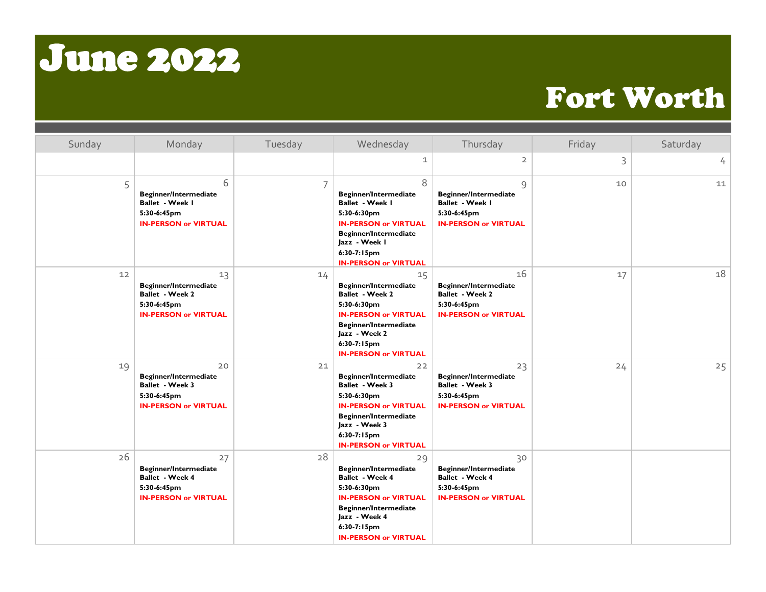# June 2022

## Fort Worth

| Sunday | Monday | Tuesday | Wednesday | Thursday | Friday | Saturday |
|---|---|---|---|---|---|---|
| | | | 1 | 2 | 3 | 4 |
| 5 | 6<br>**Beginner/Intermediate Ballet - Week 1**<br>**5:30-6:45pm**<br>**IN-PERSON or VIRTUAL** | 7 | 8<br>**Beginner/Intermediate Ballet - Week 1**<br>**5:30-6:30pm**<br>**IN-PERSON or VIRTUAL**<br>**Beginner/Intermediate Jazz - Week 1**<br>**6:30-7:15pm**<br>**IN-PERSON or VIRTUAL** | 9<br>**Beginner/Intermediate Ballet - Week 1**<br>**5:30-6:45pm**<br>**IN-PERSON or VIRTUAL** | 10 | 11 |
| 12 | 13<br>**Beginner/Intermediate Ballet - Week 2**<br>**5:30-6:45pm**<br>**IN-PERSON or VIRTUAL** | 14 | 15<br>**Beginner/Intermediate Ballet - Week 2**<br>**5:30-6:30pm**<br>**IN-PERSON or VIRTUAL**<br>**Beginner/Intermediate Jazz - Week 2**<br>**6:30-7:15pm**<br>**IN-PERSON or VIRTUAL** | 16<br>**Beginner/Intermediate Ballet - Week 2**<br>**5:30-6:45pm**<br>**IN-PERSON or VIRTUAL** | 17 | 18 |
| 19 | 20<br>**Beginner/Intermediate Ballet - Week 3**<br>**5:30-6:45pm**<br>**IN-PERSON or VIRTUAL** | 21 | 22<br>**Beginner/Intermediate Ballet - Week 3**<br>**5:30-6:30pm**<br>**IN-PERSON or VIRTUAL**<br>**Beginner/Intermediate Jazz - Week 3**<br>**6:30-7:15pm**<br>**IN-PERSON or VIRTUAL** | 23<br>**Beginner/Intermediate Ballet - Week 3**<br>**5:30-6:45pm**<br>**IN-PERSON or VIRTUAL** | 24 | 25 |
| 26 | 27<br>**Beginner/Intermediate Ballet - Week 4**<br>**5:30-6:45pm**<br>**IN-PERSON or VIRTUAL** | 28 | 29<br>**Beginner/Intermediate Ballet - Week 4**<br>**5:30-6:30pm**<br>**IN-PERSON or VIRTUAL**<br>**Beginner/Intermediate Jazz - Week 4**<br>**6:30-7:15pm**<br>**IN-PERSON or VIRTUAL** | 30<br>**Beginner/Intermediate Ballet - Week 4**<br>**5:30-6:45pm**<br>**IN-PERSON or VIRTUAL** | | |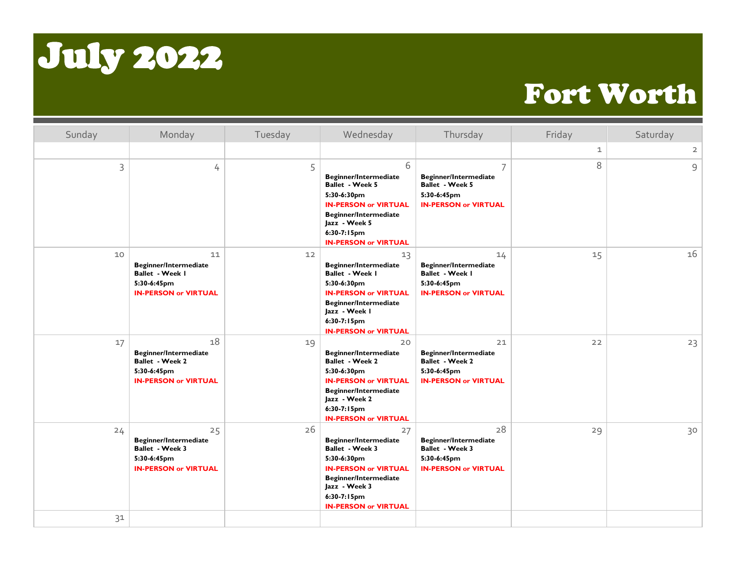# July 2022

## Fort Worth

| Sunday | Monday | Tuesday | Wednesday | Thursday | Friday | Saturday |
|---|---|---|---|---|---|---|
| | | | | | 1 | 2 |
| 3 | 4 | 5 | 6 **Beginner/Intermediate Ballet - Week 5** **5:30-6:30pm** **IN-PERSON or VIRTUAL** **Beginner/Intermediate Jazz - Week 5** **6:30-7:15pm** **IN-PERSON or VIRTUAL** | 7 **Beginner/Intermediate Ballet - Week 5** **5:30-6:45pm** **IN-PERSON or VIRTUAL** | 8 | 9 |
| 10 | 11 **Beginner/Intermediate Ballet - Week 1** **5:30-6:45pm** **IN-PERSON or VIRTUAL** | 12 | 13 **Beginner/Intermediate Ballet - Week 1** **5:30-6:30pm** **IN-PERSON or VIRTUAL** **Beginner/Intermediate Jazz - Week 1** **6:30-7:15pm** **IN-PERSON or VIRTUAL** | 14 **Beginner/Intermediate Ballet - Week 1** **5:30-6:45pm** **IN-PERSON or VIRTUAL** | 15 | 16 |
| 17 | 18 **Beginner/Intermediate Ballet - Week 2** **5:30-6:45pm** **IN-PERSON or VIRTUAL** | 19 | 20 **Beginner/Intermediate Ballet - Week 2** **5:30-6:30pm** **IN-PERSON or VIRTUAL** **Beginner/Intermediate Jazz - Week 2** **6:30-7:15pm** **IN-PERSON or VIRTUAL** | 21 **Beginner/Intermediate Ballet - Week 2** **5:30-6:45pm** **IN-PERSON or VIRTUAL** | 22 | 23 |
| 24 | 25 **Beginner/Intermediate Ballet - Week 3** **5:30-6:45pm** **IN-PERSON or VIRTUAL** | 26 | 27 **Beginner/Intermediate Ballet - Week 3** **5:30-6:30pm** **IN-PERSON or VIRTUAL** **Beginner/Intermediate Jazz - Week 3** **6:30-7:15pm** **IN-PERSON or VIRTUAL** | 28 **Beginner/Intermediate Ballet - Week 3** **5:30-6:45pm** **IN-PERSON or VIRTUAL** | 29 | 30 |
| 31 | | | | | | |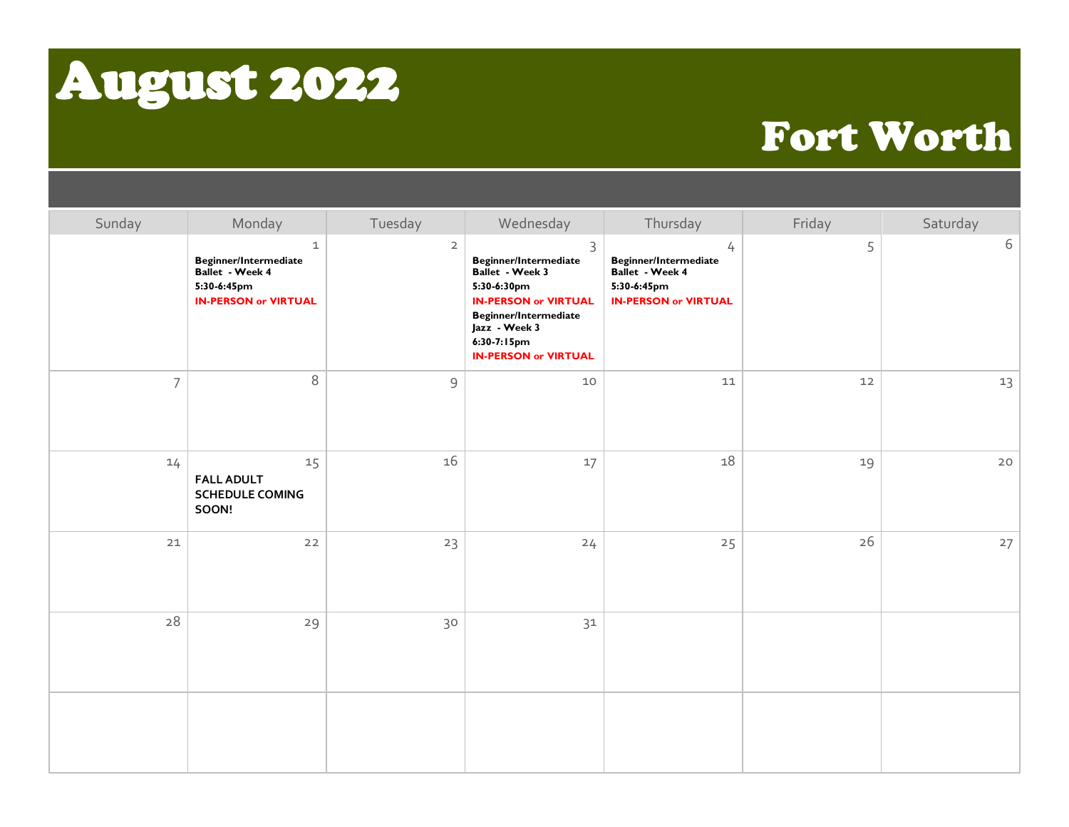# August 2022

## Fort Worth

| Sunday | Monday | Tuesday | Wednesday | Thursday | Friday | Saturday |
|---|---|---|---|---|---|---|
| | 1<br>**Beginner/Intermediate Ballet - Week 4**<br>**5:30-6:45pm**<br>**IN-PERSON or VIRTUAL** | 2 | 3<br>**Beginner/Intermediate Ballet - Week 3**<br>**5:30-6:30pm**<br>**IN-PERSON or VIRTUAL**<br>**Beginner/Intermediate Jazz - Week 3**<br>**6:30-7:15pm**<br>**IN-PERSON or VIRTUAL** | 4<br>**Beginner/Intermediate Ballet - Week 4**<br>**5:30-6:45pm**<br>**IN-PERSON or VIRTUAL** | 5 | 6 |
| 7 | 8 | 9 | 10 | 11 | 12 | 13 |
| 14 | 15<br>**FALL ADULT SCHEDULE COMING SOON!** | 16 | 17 | 18 | 19 | 20 |
| 21 | 22 | 23 | 24 | 25 | 26 | 27 |
| 28 | 29 | 30 | 31 | | | |
| | | | | | | |